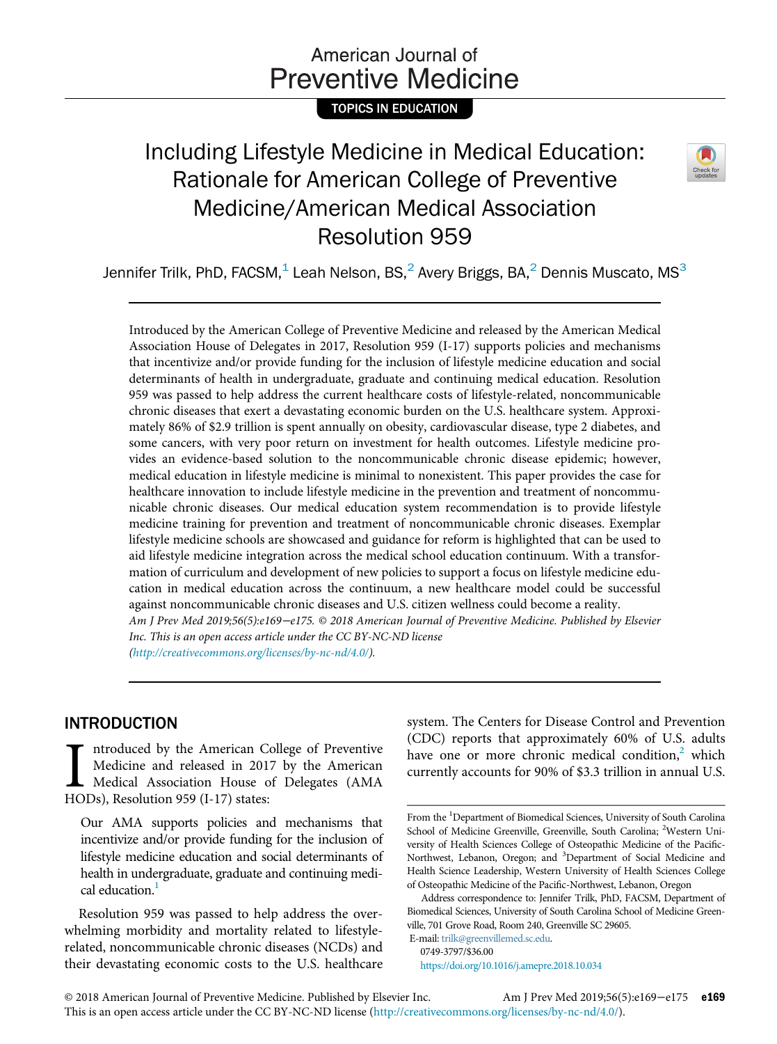TOPICS IN EDUCATION

# Including Lifestyle Medicine in Medical Education: Rationale for American College of Preventive Medicine/American Medical Association Resolution 959

Jennifer Trilk, PhD, FACSM,[1] Leah Nelson, BS,[2] Avery Briggs, BA,[2] Dennis Muscato, MS[3]

Introduced by the American College of Preventive Medicine and released by the American Medical Association House of Delegates in 2017, Resolution 959 (I-17) supports policies and mechanisms that incentivize and/or provide funding for the inclusion of lifestyle medicine education and social determinants of health in undergraduate, graduate and continuing medical education. Resolution 959 was passed to help address the current healthcare costs of lifestyle-related, noncommunicable chronic diseases that exert a devastating economic burden on the U.S. healthcare system. Approximately 86% of $2.9 trillion is spent annually on obesity, cardiovascular disease, type 2 diabetes, and some cancers, with very poor return on investment for health outcomes. Lifestyle medicine provides an evidence-based solution to the noncommunicable chronic disease epidemic; however, medical education in lifestyle medicine is minimal to nonexistent. This paper provides the case for healthcare innovation to include lifestyle medicine in the prevention and treatment of noncommunicable chronic diseases. Our medical education system recommendation is to provide lifestyle medicine training for prevention and treatment of noncommunicable chronic diseases. Exemplar lifestyle medicine schools are showcased and guidance for reform is highlighted that can be used to aid lifestyle medicine integration across the medical school education continuum. With a transformation of curriculum and development of new policies to support a focus on lifestyle medicine education in medical education across the continuum, a new healthcare model could be successful against noncommunicable chronic diseases and U.S. citizen wellness could become a reality.

*Am J Prev Med 2019;56(5):e169−e175. © 2018 American Journal of Preventive Medicine. Published by Elsevier Inc. This is an open access article under the CC BY-NC-ND license (http://creativecommons.org/licenses/by-nc-nd/4.0/).*

## INTRODUCTION

Introduced by the American College of Preventive Medicine and released in 2017 by the American Medical Association House of Delegates (AMA HODs), Resolution 959 (I-17) states:

> Our AMA supports policies and mechanisms that incentivize and/or provide funding for the inclusion of lifestyle medicine education and social determinants of health in undergraduate, graduate and continuing medical education.[1]

Resolution 959 was passed to help address the overwhelming morbidity and mortality related to lifestyle-related, noncommunicable chronic diseases (NCDs) and their devastating economic costs to the U.S. healthcare system. The Centers for Disease Control and Prevention (CDC) reports that approximately 60% of U.S. adults have one or more chronic medical condition,[2] which currently accounts for 90% of $3.3 trillion in annual U.S.

From the [1]Department of Biomedical Sciences, University of South Carolina School of Medicine Greenville, Greenville, South Carolina; [2]Western University of Health Sciences College of Osteopathic Medicine of the Pacific-Northwest, Lebanon, Oregon; and [3]Department of Social Medicine and Health Science Leadership, Western University of Health Sciences College of Osteopathic Medicine of the Pacific-Northwest, Lebanon, Oregon

Address correspondence to: Jennifer Trilk, PhD, FACSM, Department of Biomedical Sciences, University of South Carolina School of Medicine Greenville, 701 Grove Road, Room 240, Greenville SC 29605. E-mail: trilk@greenvillemed.sc.edu.

0749-3797/$36.00

https://doi.org/10.1016/j.amepre.2018.10.034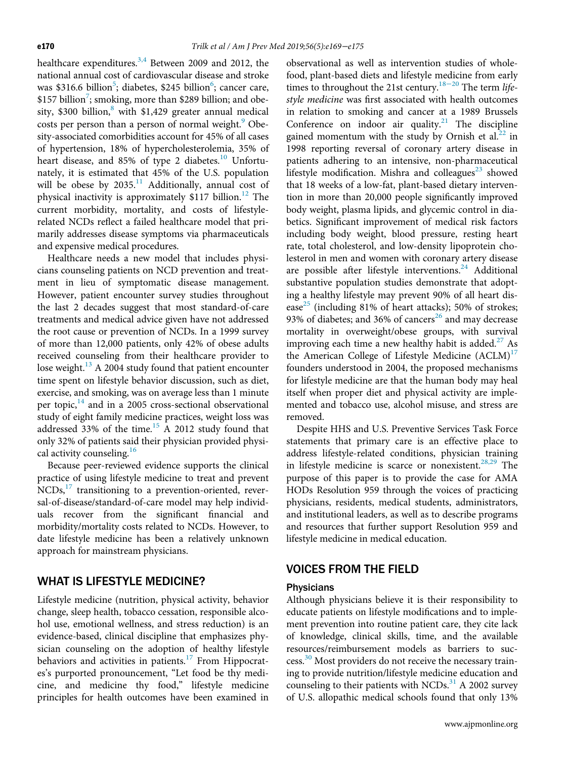healthcare expenditures.[3,4] Between 2009 and 2012, the national annual cost of cardiovascular disease and stroke was $316.6 billion[5]; diabetes, $245 billion[6]; cancer care, $157 billion[7]; smoking, more than $289 billion; and obesity, $300 billion,[8] with $1,429 greater annual medical costs per person than a person of normal weight.[9] Obesity-associated comorbidities account for 45% of all cases of hypertension, 18% of hypercholesterolemia, 35% of heart disease, and 85% of type 2 diabetes.[10] Unfortunately, it is estimated that 45% of the U.S. population will be obese by 2035.[11] Additionally, annual cost of physical inactivity is approximately $117 billion.[12] The current morbidity, mortality, and costs of lifestyle-related NCDs reflect a failed healthcare model that primarily addresses disease symptoms via pharmaceuticals and expensive medical procedures.

Healthcare needs a new model that includes physicians counseling patients on NCD prevention and treatment in lieu of symptomatic disease management. However, patient encounter survey studies throughout the last 2 decades suggest that most standard-of-care treatments and medical advice given have not addressed the root cause or prevention of NCDs. In a 1999 survey of more than 12,000 patients, only 42% of obese adults received counseling from their healthcare provider to lose weight.[13] A 2004 study found that patient encounter time spent on lifestyle behavior discussion, such as diet, exercise, and smoking, was on average less than 1 minute per topic,[14] and in a 2005 cross-sectional observational study of eight family medicine practices, weight loss was addressed 33% of the time.[15] A 2012 study found that only 32% of patients said their physician provided physical activity counseling.[16]

Because peer-reviewed evidence supports the clinical practice of using lifestyle medicine to treat and prevent NCDs,[17] transitioning to a prevention-oriented, reversal-of-disease/standard-of-care model may help individuals recover from the significant financial and morbidity/mortality costs related to NCDs. However, to date lifestyle medicine has been a relatively unknown approach for mainstream physicians.

## WHAT IS LIFESTYLE MEDICINE?

Lifestyle medicine (nutrition, physical activity, behavior change, sleep health, tobacco cessation, responsible alcohol use, emotional wellness, and stress reduction) is an evidence-based, clinical discipline that emphasizes physician counseling on the adoption of healthy lifestyle behaviors and activities in patients.[17] From Hippocrates's purported pronouncement, "Let food be thy medicine, and medicine thy food," lifestyle medicine principles for health outcomes have been examined in observational as well as intervention studies of whole-food, plant-based diets and lifestyle medicine from early times to throughout the 21st century.[18–20] The term *lifestyle medicine* was first associated with health outcomes in relation to smoking and cancer at a 1989 Brussels Conference on indoor air quality.[21] The discipline gained momentum with the study by Ornish et al.[22] in 1998 reporting reversal of coronary artery disease in patients adhering to an intensive, non-pharmaceutical lifestyle modification. Mishra and colleagues[23] showed that 18 weeks of a low-fat, plant-based dietary intervention in more than 20,000 people significantly improved body weight, plasma lipids, and glycemic control in diabetics. Significant improvement of medical risk factors including body weight, blood pressure, resting heart rate, total cholesterol, and low-density lipoprotein cholesterol in men and women with coronary artery disease are possible after lifestyle interventions.[24] Additional substantive population studies demonstrate that adopting a healthy lifestyle may prevent 90% of all heart disease[25] (including 81% of heart attacks); 50% of strokes; 93% of diabetes; and 36% of cancers[26] and may decrease mortality in overweight/obese groups, with survival improving each time a new healthy habit is added.[27] As the American College of Lifestyle Medicine (ACLM)[17] founders understood in 2004, the proposed mechanisms for lifestyle medicine are that the human body may heal itself when proper diet and physical activity are implemented and tobacco use, alcohol misuse, and stress are removed.

Despite HHS and U.S. Preventive Services Task Force statements that primary care is an effective place to address lifestyle-related conditions, physician training in lifestyle medicine is scarce or nonexistent.[28,29] The purpose of this paper is to provide the case for AMA HODs Resolution 959 through the voices of practicing physicians, residents, medical students, administrators, and institutional leaders, as well as to describe programs and resources that further support Resolution 959 and lifestyle medicine in medical education.

## VOICES FROM THE FIELD

### Physicians

Although physicians believe it is their responsibility to educate patients on lifestyle modifications and to implement prevention into routine patient care, they cite lack of knowledge, clinical skills, time, and the available resources/reimbursement models as barriers to success.[30] Most providers do not receive the necessary training to provide nutrition/lifestyle medicine education and counseling to their patients with NCDs.[31] A 2002 survey of U.S. allopathic medical schools found that only 13%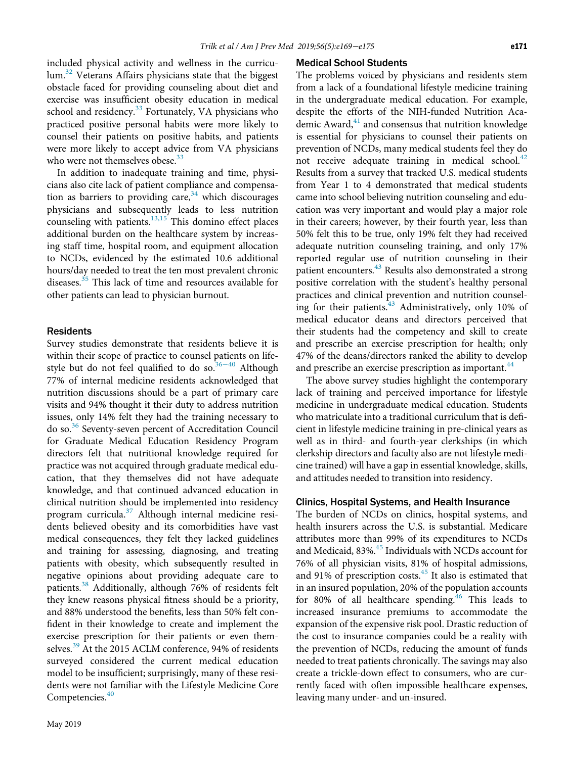included physical activity and wellness in the curriculum.[32] Veterans Affairs physicians state that the biggest obstacle faced for providing counseling about diet and exercise was insufficient obesity education in medical school and residency.[33] Fortunately, VA physicians who practiced positive personal habits were more likely to counsel their patients on positive habits, and patients were more likely to accept advice from VA physicians who were not themselves obese.[33]

In addition to inadequate training and time, physicians also cite lack of patient compliance and compensation as barriers to providing care,[34] which discourages physicians and subsequently leads to less nutrition counseling with patients.[13,15] This domino effect places additional burden on the healthcare system by increasing staff time, hospital room, and equipment allocation to NCDs, evidenced by the estimated 10.6 additional hours/day needed to treat the ten most prevalent chronic diseases.[35] This lack of time and resources available for other patients can lead to physician burnout.

## Residents

Survey studies demonstrate that residents believe it is within their scope of practice to counsel patients on lifestyle but do not feel qualified to do so.[36–40] Although 77% of internal medicine residents acknowledged that nutrition discussions should be a part of primary care visits and 94% thought it their duty to address nutrition issues, only 14% felt they had the training necessary to do so.[36] Seventy-seven percent of Accreditation Council for Graduate Medical Education Residency Program directors felt that nutritional knowledge required for practice was not acquired through graduate medical education, that they themselves did not have adequate knowledge, and that continued advanced education in clinical nutrition should be implemented into residency program curricula.[37] Although internal medicine residents believed obesity and its comorbidities have vast medical consequences, they felt they lacked guidelines and training for assessing, diagnosing, and treating patients with obesity, which subsequently resulted in negative opinions about providing adequate care to patients.[38] Additionally, although 76% of residents felt they knew reasons physical fitness should be a priority, and 88% understood the benefits, less than 50% felt confident in their knowledge to create and implement the exercise prescription for their patients or even themselves.[39] At the 2015 ACLM conference, 94% of residents surveyed considered the current medical education model to be insufficient; surprisingly, many of these residents were not familiar with the Lifestyle Medicine Core Competencies.[40]

## Medical School Students

The problems voiced by physicians and residents stem from a lack of a foundational lifestyle medicine training in the undergraduate medical education. For example, despite the efforts of the NIH-funded Nutrition Academic Award,[41] and consensus that nutrition knowledge is essential for physicians to counsel their patients on prevention of NCDs, many medical students feel they do not receive adequate training in medical school.[42] Results from a survey that tracked U.S. medical students from Year 1 to 4 demonstrated that medical students came into school believing nutrition counseling and education was very important and would play a major role in their careers; however, by their fourth year, less than 50% felt this to be true, only 19% felt they had received adequate nutrition counseling training, and only 17% reported regular use of nutrition counseling in their patient encounters.[43] Results also demonstrated a strong positive correlation with the student's healthy personal practices and clinical prevention and nutrition counseling for their patients.[43] Administratively, only 10% of medical educator deans and directors perceived that their students had the competency and skill to create and prescribe an exercise prescription for health; only 47% of the deans/directors ranked the ability to develop and prescribe an exercise prescription as important.[44]

The above survey studies highlight the contemporary lack of training and perceived importance for lifestyle medicine in undergraduate medical education. Students who matriculate into a traditional curriculum that is deficient in lifestyle medicine training in pre-clinical years as well as in third- and fourth-year clerkships (in which clerkship directors and faculty also are not lifestyle medicine trained) will have a gap in essential knowledge, skills, and attitudes needed to transition into residency.

## Clinics, Hospital Systems, and Health Insurance

The burden of NCDs on clinics, hospital systems, and health insurers across the U.S. is substantial. Medicare attributes more than 99% of its expenditures to NCDs and Medicaid, 83%.[45] Individuals with NCDs account for 76% of all physician visits, 81% of hospital admissions, and 91% of prescription costs.[45] It also is estimated that in an insured population, 20% of the population accounts for 80% of all healthcare spending.[46] This leads to increased insurance premiums to accommodate the expansion of the expensive risk pool. Drastic reduction of the cost to insurance companies could be a reality with the prevention of NCDs, reducing the amount of funds needed to treat patients chronically. The savings may also create a trickle-down effect to consumers, who are currently faced with often impossible healthcare expenses, leaving many under- and un-insured.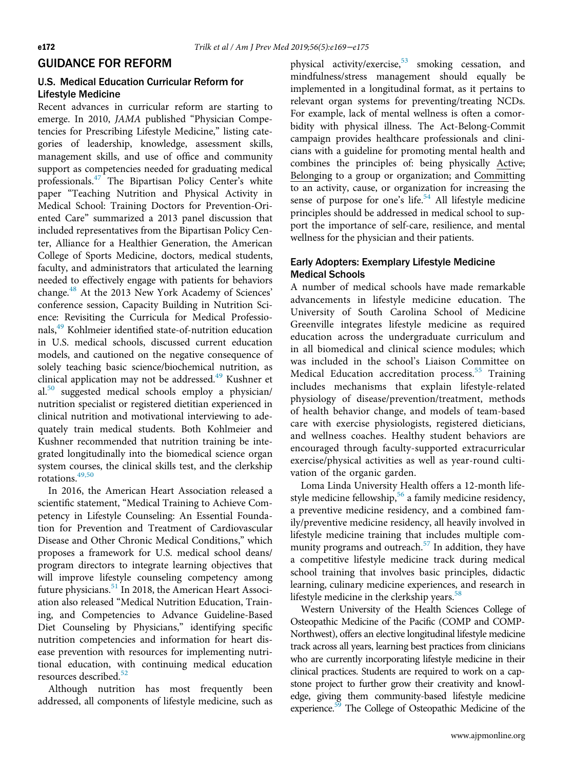## GUIDANCE FOR REFORM

### U.S. Medical Education Curricular Reform for Lifestyle Medicine

Recent advances in curricular reform are starting to emerge. In 2010, *JAMA* published "Physician Competencies for Prescribing Lifestyle Medicine," listing categories of leadership, knowledge, assessment skills, management skills, and use of office and community support as competencies needed for graduating medical professionals.[47] The Bipartisan Policy Center's white paper "Teaching Nutrition and Physical Activity in Medical School: Training Doctors for Prevention-Oriented Care" summarized a 2013 panel discussion that included representatives from the Bipartisan Policy Center, Alliance for a Healthier Generation, the American College of Sports Medicine, doctors, medical students, faculty, and administrators that articulated the learning needed to effectively engage with patients for behaviors change.[48] At the 2013 New York Academy of Sciences' conference session, Capacity Building in Nutrition Science: Revisiting the Curricula for Medical Professionals,[49] Kohlmeier identified state-of-nutrition education in U.S. medical schools, discussed current education models, and cautioned on the negative consequence of solely teaching basic science/biochemical nutrition, as clinical application may not be addressed.[49] Kushner et al.[50] suggested medical schools employ a physician/nutrition specialist or registered dietitian experienced in clinical nutrition and motivational interviewing to adequately train medical students. Both Kohlmeier and Kushner recommended that nutrition training be integrated longitudinally into the biomedical science organ system courses, the clinical skills test, and the clerkship rotations.[49,50]

In 2016, the American Heart Association released a scientific statement, "Medical Training to Achieve Competency in Lifestyle Counseling: An Essential Foundation for Prevention and Treatment of Cardiovascular Disease and Other Chronic Medical Conditions," which proposes a framework for U.S. medical school deans/program directors to integrate learning objectives that will improve lifestyle counseling competency among future physicians.[51] In 2018, the American Heart Association also released "Medical Nutrition Education, Training, and Competencies to Advance Guideline-Based Diet Counseling by Physicians," identifying specific nutrition competencies and information for heart disease prevention with resources for implementing nutritional education, with continuing medical education resources described.[52]

Although nutrition has most frequently been addressed, all components of lifestyle medicine, such as physical activity/exercise,[53] smoking cessation, and mindfulness/stress management should equally be implemented in a longitudinal format, as it pertains to relevant organ systems for preventing/treating NCDs. For example, lack of mental wellness is often a comorbidity with physical illness. The Act-Belong-Commit campaign provides healthcare professionals and clinicians with a guideline for promoting mental health and combines the principles of: being physically Active; Belonging to a group or organization; and Committing to an activity, cause, or organization for increasing the sense of purpose for one's life.[54] All lifestyle medicine principles should be addressed in medical school to support the importance of self-care, resilience, and mental wellness for the physician and their patients.

### Early Adopters: Exemplary Lifestyle Medicine Medical Schools

A number of medical schools have made remarkable advancements in lifestyle medicine education. The University of South Carolina School of Medicine Greenville integrates lifestyle medicine as required education across the undergraduate curriculum and in all biomedical and clinical science modules; which was included in the school's Liaison Committee on Medical Education accreditation process.[55] Training includes mechanisms that explain lifestyle-related physiology of disease/prevention/treatment, methods of health behavior change, and models of team-based care with exercise physiologists, registered dieticians, and wellness coaches. Healthy student behaviors are encouraged through faculty-supported extracurricular exercise/physical activities as well as year-round cultivation of the organic garden.

Loma Linda University Health offers a 12-month lifestyle medicine fellowship,[56] a family medicine residency, a preventive medicine residency, and a combined family/preventive medicine residency, all heavily involved in lifestyle medicine training that includes multiple community programs and outreach.[57] In addition, they have a competitive lifestyle medicine track during medical school training that involves basic principles, didactic learning, culinary medicine experiences, and research in lifestyle medicine in the clerkship years.[58]

Western University of the Health Sciences College of Osteopathic Medicine of the Pacific (COMP and COMP-Northwest), offers an elective longitudinal lifestyle medicine track across all years, learning best practices from clinicians who are currently incorporating lifestyle medicine in their clinical practices. Students are required to work on a capstone project to further grow their creativity and knowledge, giving them community-based lifestyle medicine experience.[59] The College of Osteopathic Medicine of the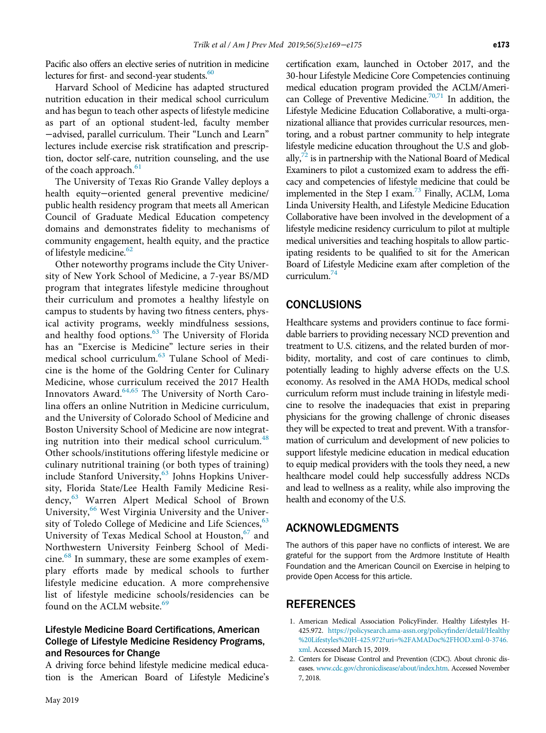Pacific also offers an elective series of nutrition in medicine lectures for first- and second-year students.[60]

Harvard School of Medicine has adapted structured nutrition education in their medical school curriculum and has begun to teach other aspects of lifestyle medicine as part of an optional student-led, faculty member −advised, parallel curriculum. Their "Lunch and Learn" lectures include exercise risk stratification and prescription, doctor self-care, nutrition counseling, and the use of the coach approach.[61]

The University of Texas Rio Grande Valley deploys a health equity−oriented general preventive medicine/public health residency program that meets all American Council of Graduate Medical Education competency domains and demonstrates fidelity to mechanisms of community engagement, health equity, and the practice of lifestyle medicine.[62]

Other noteworthy programs include the City University of New York School of Medicine, a 7-year BS/MD program that integrates lifestyle medicine throughout their curriculum and promotes a healthy lifestyle on campus to students by having two fitness centers, physical activity programs, weekly mindfulness sessions, and healthy food options.[63] The University of Florida has an "Exercise is Medicine" lecture series in their medical school curriculum.[63] Tulane School of Medicine is the home of the Goldring Center for Culinary Medicine, whose curriculum received the 2017 Health Innovators Award.[64,65] The University of North Carolina offers an online Nutrition in Medicine curriculum, and the University of Colorado School of Medicine and Boston University School of Medicine are now integrating nutrition into their medical school curriculum.[48] Other schools/institutions offering lifestyle medicine or culinary nutritional training (or both types of training) include Stanford University,[63] Johns Hopkins University, Florida State/Lee Health Family Medicine Residency,[63] Warren Alpert Medical School of Brown University,[66] West Virginia University and the University of Toledo College of Medicine and Life Sciences,[63] University of Texas Medical School at Houston,[67] and Northwestern University Feinberg School of Medicine.[68] In summary, these are some examples of exemplary efforts made by medical schools to further lifestyle medicine education. A more comprehensive list of lifestyle medicine schools/residencies can be found on the ACLM website.[69]

### Lifestyle Medicine Board Certifications, American College of Lifestyle Medicine Residency Programs, and Resources for Change

A driving force behind lifestyle medicine medical education is the American Board of Lifestyle Medicine's certification exam, launched in October 2017, and the 30-hour Lifestyle Medicine Core Competencies continuing medical education program provided the ACLM/American College of Preventive Medicine.[70,71] In addition, the Lifestyle Medicine Education Collaborative, a multi-organizational alliance that provides curricular resources, mentoring, and a robust partner community to help integrate lifestyle medicine education throughout the U.S and globally,[72] is in partnership with the National Board of Medical Examiners to pilot a customized exam to address the efficacy and competencies of lifestyle medicine that could be implemented in the Step I exam.[73] Finally, ACLM, Loma Linda University Health, and Lifestyle Medicine Education Collaborative have been involved in the development of a lifestyle medicine residency curriculum to pilot at multiple medical universities and teaching hospitals to allow participating residents to be qualified to sit for the American Board of Lifestyle Medicine exam after completion of the curriculum.[74]

## CONCLUSIONS

Healthcare systems and providers continue to face formidable barriers to providing necessary NCD prevention and treatment to U.S. citizens, and the related burden of morbidity, mortality, and cost of care continues to climb, potentially leading to highly adverse effects on the U.S. economy. As resolved in the AMA HODs, medical school curriculum reform must include training in lifestyle medicine to resolve the inadequacies that exist in preparing physicians for the growing challenge of chronic diseases they will be expected to treat and prevent. With a transformation of curriculum and development of new policies to support lifestyle medicine education in medical education to equip medical providers with the tools they need, a new healthcare model could help successfully address NCDs and lead to wellness as a reality, while also improving the health and economy of the U.S.

## ACKNOWLEDGMENTS

The authors of this paper have no conflicts of interest. We are grateful for the support from the Ardmore Institute of Health Foundation and the American Council on Exercise in helping to provide Open Access for this article.

## REFERENCES

1. American Medical Association PolicyFinder. Healthy Lifestyles H-425.972. https://policysearch.ama-assn.org/policyfinder/detail/Healthy%20Lifestyles%20H-425.972?uri=%2FAMADoc%2FHOD.xml-0-3746.xml. Accessed March 15, 2019.
2. Centers for Disease Control and Prevention (CDC). About chronic diseases. www.cdc.gov/chronicdisease/about/index.htm. Accessed November 7, 2018.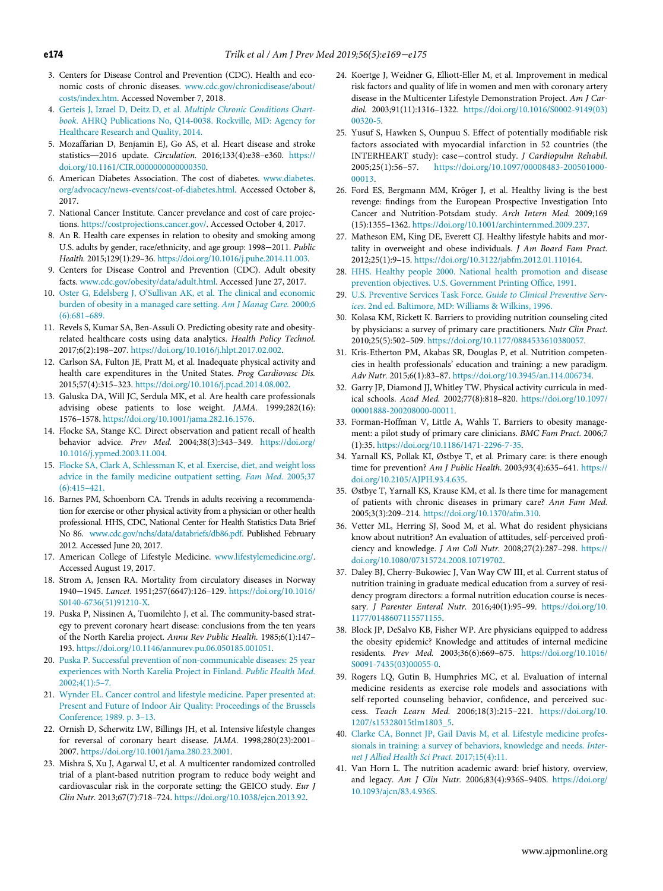3. Centers for Disease Control and Prevention (CDC). Health and economic costs of chronic diseases. www.cdc.gov/chronicdisease/about/costs/index.htm. Accessed November 7, 2018.
4. Gerteis J, Izrael D, Deitz D, et al. *Multiple Chronic Conditions Chartbook*. AHRQ Publications No, Q14-0038. Rockville, MD: Agency for Healthcare Research and Quality, 2014.
5. Mozaffarian D, Benjamin EJ, Go AS, et al. Heart disease and stroke statistics—2016 update. *Circulation*. 2016;133(4):e38–e360. https://doi.org/10.1161/CIR.0000000000000350.
6. American Diabetes Association. The cost of diabetes. www.diabetes.org/advocacy/news-events/cost-of-diabetes.html. Accessed October 8, 2017.
7. National Cancer Institute. Cancer prevelance and cost of care projections. https://costprojections.cancer.gov/. Accessed October 4, 2017.
8. An R. Health care expenses in relation to obesity and smoking among U.S. adults by gender, race/ethnicity, and age group: 1998−2011. *Public Health*. 2015;129(1):29–36. https://doi.org/10.1016/j.puhe.2014.11.003.
9. Centers for Disease Control and Prevention (CDC). Adult obesity facts. www.cdc.gov/obesity/data/adult.html. Accessed June 27, 2017.
10. Oster G, Edelsberg J, O'Sullivan AK, et al. The clinical and economic burden of obesity in a managed care setting. *Am J Manag Care*. 2000;6(6):681–689.
11. Revels S, Kumar SA, Ben-Assuli O. Predicting obesity rate and obesity-related healthcare costs using data analytics. *Health Policy Technol*. 2017;6(2):198–207. https://doi.org/10.1016/j.hlpt.2017.02.002.
12. Carlson SA, Fulton JE, Pratt M, et al. Inadequate physical activity and health care expenditures in the United States. *Prog Cardiovasc Dis*. 2015;57(4):315–323. https://doi.org/10.1016/j.pcad.2014.08.002.
13. Galuska DA, Will JC, Serdula MK, et al. Are health care professionals advising obese patients to lose weight. *JAMA*. 1999;282(16):1576–1578. https://doi.org/10.1001/jama.282.16.1576.
14. Flocke SA, Stange KC. Direct observation and patient recall of health behavior advice. *Prev Med*. 2004;38(3):343–349. https://doi.org/10.1016/j.ypmed.2003.11.004.
15. Flocke SA, Clark A, Schlessman K, et al. Exercise, diet, and weight loss advice in the family medicine outpatient setting. *Fam Med*. 2005;37(6):415–421.
16. Barnes PM, Schoenborn CA. Trends in adults receiving a recommendation for exercise or other physical activity from a physician or other health professional. HHS, CDC, National Center for Health Statistics Data Brief No 86. www.cdc.gov/nchs/data/databriefs/db86.pdf. Published February 2012. Accessed June 20, 2017.
17. American College of Lifestyle Medicine. www.lifestylemedicine.org/. Accessed August 19, 2017.
18. Strom A, Jensen RA. Mortality from circulatory diseases in Norway 1940−1945. *Lancet*. 1951;257(6647):126–129. https://doi.org/10.1016/S0140-6736(51)91210-X.
19. Puska P, Nissinen A, Tuomilehto J, et al. The community-based strategy to prevent coronary heart disease: conclusions from the ten years of the North Karelia project. *Annu Rev Public Health*. 1985;6(1):147–193. https://doi.org/10.1146/annurev.pu.06.050185.001051.
20. Puska P. Successful prevention of non-communicable diseases: 25 year experiences with North Karelia Project in Finland. *Public Health Med*. 2002;4(1):5–7.
21. Wynder EL. Cancer control and lifestyle medicine. Paper presented at: Present and Future of Indoor Air Quality: Proceedings of the Brussels Conference; 1989. p. 3–13.
22. Ornish D, Scherwitz LW, Billings JH, et al. Intensive lifestyle changes for reversal of coronary heart disease. *JAMA*. 1998;280(23):2001–2007. https://doi.org/10.1001/jama.280.23.2001.
23. Mishra S, Xu J, Agarwal U, et al. A multicenter randomized controlled trial of a plant-based nutrition program to reduce body weight and cardiovascular risk in the corporate setting: the GEICO study. *Eur J Clin Nutr*. 2013;67(7):718–724. https://doi.org/10.1038/ejcn.2013.92.
24. Koertge J, Weidner G, Elliott-Eller M, et al. Improvement in medical risk factors and quality of life in women and men with coronary artery disease in the Multicenter Lifestyle Demonstration Project. *Am J Cardiol*. 2003;91(11):1316–1322. https://doi.org/10.1016/S0002-9149(03)00320-5.
25. Yusuf S, Hawken S, Ounpuu S. Effect of potentially modifiable risk factors associated with myocardial infarction in 52 countries (the INTERHEART study): case−control study. *J Cardiopulm Rehabil*. 2005;25(1):56–57. https://doi.org/10.1097/00008483-200501000-00013.
26. Ford ES, Bergmann MM, Kröger J, et al. Healthy living is the best revenge: findings from the European Prospective Investigation Into Cancer and Nutrition-Potsdam study. *Arch Intern Med*. 2009;169(15):1355–1362. https://doi.org/10.1001/archinternmed.2009.237.
27. Matheson EM, King DE, Everett CJ. Healthy lifestyle habits and mortality in overweight and obese individuals. *J Am Board Fam Pract*. 2012;25(1):9–15. https://doi.org/10.3122/jabfm.2012.01.110164.
28. HHS. Healthy people 2000. National health promotion and disease prevention objectives. U.S. Government Printing Office, 1991.
29. U.S. Preventive Services Task Force. *Guide to Clinical Preventive Services*. 2nd ed. Baltimore, MD: Williams & Wilkins, 1996.
30. Kolasa KM, Rickett K. Barriers to providing nutrition counseling cited by physicians: a survey of primary care practitioners. *Nutr Clin Pract*. 2010;25(5):502–509. https://doi.org/10.1177/0884533610380057.
31. Kris-Etherton PM, Akabas SR, Douglas P, et al. Nutrition competencies in health professionals' education and training: a new paradigm. *Adv Nutr*. 2015;6(1):83–87. https://doi.org/10.3945/an.114.006734.
32. Garry JP, Diamond JJ, Whitley TW. Physical activity curricula in medical schools. *Acad Med*. 2002;77(8):818–820. https://doi.org/10.1097/00001888-200208000-00011.
33. Forman-Hoffman V, Little A, Wahls T. Barriers to obesity management: a pilot study of primary care clinicians. *BMC Fam Pract*. 2006;7(1):35. https://doi.org/10.1186/1471-2296-7-35.
34. Yarnall KS, Pollak KI, Østbye T, et al. Primary care: is there enough time for prevention? *Am J Public Health*. 2003;93(4):635–641. https://doi.org/10.2105/AJPH.93.4.635.
35. Østbye T, Yarnall KS, Krause KM, et al. Is there time for management of patients with chronic diseases in primary care? *Ann Fam Med*. 2005;3(3):209–214. https://doi.org/10.1370/afm.310.
36. Vetter ML, Herring SJ, Sood M, et al. What do resident physicians know about nutrition? An evaluation of attitudes, self-perceived proficiency and knowledge. *J Am Coll Nutr*. 2008;27(2):287–298. https://doi.org/10.1080/07315724.2008.10719702.
37. Daley BJ, Cherry-Bukowiec J, Van Way CW III, et al. Current status of nutrition training in graduate medical education from a survey of residency program directors: a formal nutrition education course is necessary. *J Parenter Enteral Nutr*. 2016;40(1):95–99. https://doi.org/10.1177/0148607115571155.
38. Block JP, DeSalvo KB, Fisher WP. Are physicians equipped to address the obesity epidemic? Knowledge and attitudes of internal medicine residents. *Prev Med*. 2003;36(6):669–675. https://doi.org/10.1016/S0091-7435(03)00055-0.
39. Rogers LQ, Gutin B, Humphries MC, et al. Evaluation of internal medicine residents as exercise role models and associations with self-reported counseling behavior, confidence, and perceived success. *Teach Learn Med*. 2006;18(3):215–221. https://doi.org/10.1207/s15328015tlm1803_5.
40. Clarke CA, Bonnet JP, Gail Davis M, et al. Lifestyle medicine professionals in training: a survey of behaviors, knowledge and needs. *Internet J Allied Health Sci Pract*. 2017;15(4):11.
41. Van Horn L. The nutrition academic award: brief history, overview, and legacy. *Am J Clin Nutr*. 2006;83(4):936S–940S. https://doi.org/10.1093/ajcn/83.4.936S.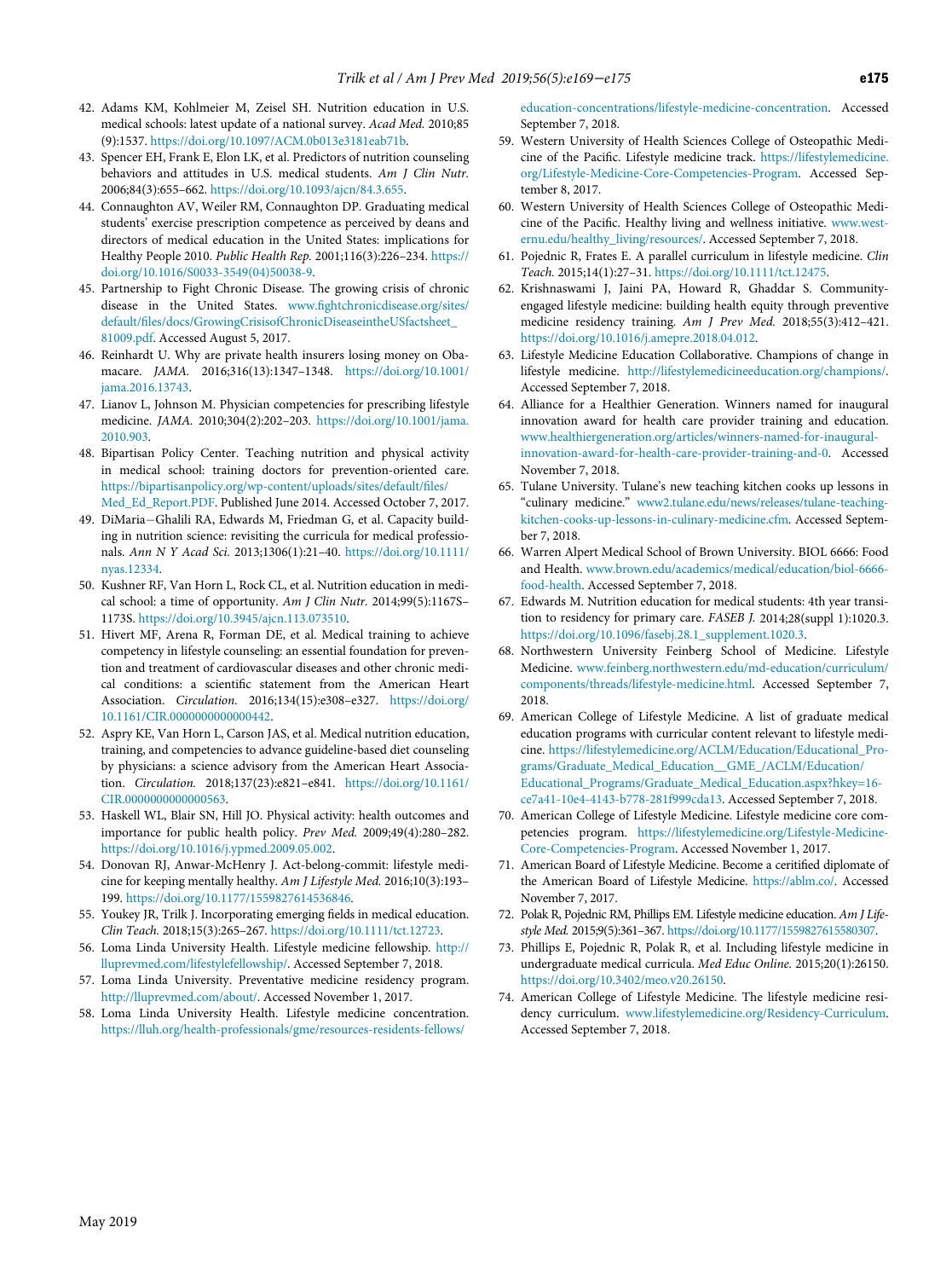42. Adams KM, Kohlmeier M, Zeisel SH. Nutrition education in U.S. medical schools: latest update of a national survey. *Acad Med.* 2010;85(9):1537. https://doi.org/10.1097/ACM.0b013e3181eab71b.
43. Spencer EH, Frank E, Elon LK, et al. Predictors of nutrition counseling behaviors and attitudes in U.S. medical students. *Am J Clin Nutr.* 2006;84(3):655–662. https://doi.org/10.1093/ajcn/84.3.655.
44. Connaughton AV, Weiler RM, Connaughton DP. Graduating medical students' exercise prescription competence as perceived by deans and directors of medical education in the United States: implications for Healthy People 2010. *Public Health Rep.* 2001;116(3):226–234. https://doi.org/10.1016/S0033-3549(04)50038-9.
45. Partnership to Fight Chronic Disease. The growing crisis of chronic disease in the United States. www.fightchronicdisease.org/sites/default/files/docs/GrowingCrisisofChronicDiseaseintheUSfactsheet_81009.pdf. Accessed August 5, 2017.
46. Reinhardt U. Why are private health insurers losing money on Obamacare. *JAMA.* 2016;316(13):1347–1348. https://doi.org/10.1001/jama.2016.13743.
47. Lianov L, Johnson M. Physician competencies for prescribing lifestyle medicine. *JAMA.* 2010;304(2):202–203. https://doi.org/10.1001/jama.2010.903.
48. Bipartisan Policy Center. Teaching nutrition and physical activity in medical school: training doctors for prevention-oriented care. https://bipartisanpolicy.org/wp-content/uploads/sites/default/files/Med_Ed_Report.PDF. Published June 2014. Accessed October 7, 2017.
49. DiMaria−Ghalili RA, Edwards M, Friedman G, et al. Capacity building in nutrition science: revisiting the curricula for medical professionals. *Ann N Y Acad Sci.* 2013;1306(1):21–40. https://doi.org/10.1111/nyas.12334.
50. Kushner RF, Van Horn L, Rock CL, et al. Nutrition education in medical school: a time of opportunity. *Am J Clin Nutr.* 2014;99(5):1167S–1173S. https://doi.org/10.3945/ajcn.113.073510.
51. Hivert MF, Arena R, Forman DE, et al. Medical training to achieve competency in lifestyle counseling: an essential foundation for prevention and treatment of cardiovascular diseases and other chronic medical conditions: a scientific statement from the American Heart Association. *Circulation.* 2016;134(15):e308–e327. https://doi.org/10.1161/CIR.0000000000000442.
52. Aspry KE, Van Horn L, Carson JAS, et al. Medical nutrition education, training, and competencies to advance guideline-based diet counseling by physicians: a science advisory from the American Heart Association. *Circulation.* 2018;137(23):e821–e841. https://doi.org/10.1161/CIR.0000000000000563.
53. Haskell WL, Blair SN, Hill JO. Physical activity: health outcomes and importance for public health policy. *Prev Med.* 2009;49(4):280–282. https://doi.org/10.1016/j.ypmed.2009.05.002.
54. Donovan RJ, Anwar-McHenry J. Act-belong-commit: lifestyle medicine for keeping mentally healthy. *Am J Lifestyle Med.* 2016;10(3):193–199. https://doi.org/10.1177/1559827614536846.
55. Youkey JR, Trilk J. Incorporating emerging fields in medical education. *Clin Teach.* 2018;15(3):265–267. https://doi.org/10.1111/tct.12723.
56. Loma Linda University Health. Lifestyle medicine fellowship. http://lluprevmed.com/lifestylefellowship/. Accessed September 7, 2018.
57. Loma Linda University. Preventative medicine residency program. http://lluprevmed.com/about/. Accessed November 1, 2017.
58. Loma Linda University Health. Lifestyle medicine concentration. https://lluh.org/health-professionals/gme/resources-residents-fellows/education-concentrations/lifestyle-medicine-concentration. Accessed September 7, 2018.
59. Western University of Health Sciences College of Osteopathic Medicine of the Pacific. Lifestyle medicine track. https://lifestylemedicine.org/Lifestyle-Medicine-Core-Competencies-Program. Accessed September 8, 2017.
60. Western University of Health Sciences College of Osteopathic Medicine of the Pacific. Healthy living and wellness initiative. www.westernu.edu/healthy_living/resources/. Accessed September 7, 2018.
61. Pojednic R, Frates E. A parallel curriculum in lifestyle medicine. *Clin Teach.* 2015;14(1):27–31. https://doi.org/10.1111/tct.12475.
62. Krishnaswami J, Jaini PA, Howard R, Ghaddar S. Community-engaged lifestyle medicine: building health equity through preventive medicine residency training. *Am J Prev Med.* 2018;55(3):412–421. https://doi.org/10.1016/j.amepre.2018.04.012.
63. Lifestyle Medicine Education Collaborative. Champions of change in lifestyle medicine. http://lifestylemedicineeducation.org/champions/. Accessed September 7, 2018.
64. Alliance for a Healthier Generation. Winners named for inaugural innovation award for health care provider training and education. www.healthiergeneration.org/articles/winners-named-for-inaugural-innovation-award-for-health-care-provider-training-and-0. Accessed November 7, 2018.
65. Tulane University. Tulane's new teaching kitchen cooks up lessons in "culinary medicine." www2.tulane.edu/news/releases/tulane-teaching-kitchen-cooks-up-lessons-in-culinary-medicine.cfm. Accessed September 7, 2018.
66. Warren Alpert Medical School of Brown University. BIOL 6666: Food and Health. www.brown.edu/academics/medical/education/biol-6666-food-health. Accessed September 7, 2018.
67. Edwards M. Nutrition education for medical students: 4th year transition to residency for primary care. *FASEB J.* 2014;28(suppl 1):1020.3. https://doi.org/10.1096/fasebj.28.1_supplement.1020.3.
68. Northwestern University Feinberg School of Medicine. Lifestyle Medicine. www.feinberg.northwestern.edu/md-education/curriculum/components/threads/lifestyle-medicine.html. Accessed September 7, 2018.
69. American College of Lifestyle Medicine. A list of graduate medical education programs with curricular content relevant to lifestyle medicine. https://lifestylemedicine.org/ACLM/Education/Educational_Programs/Graduate_Medical_Education__GME_/ACLM/Education/Educational_Programs/Graduate_Medical_Education.aspx?hkey=16-ce7a41-10e4-4143-b778-281f999cda13. Accessed September 7, 2018.
70. American College of Lifestyle Medicine. Lifestyle medicine core competencies program. https://lifestylemedicine.org/Lifestyle-Medicine-Core-Competencies-Program. Accessed November 1, 2017.
71. American Board of Lifestyle Medicine. Become a certified diplomate of the American Board of Lifestyle Medicine. https://ablm.co/. Accessed November 7, 2017.
72. Polak R, Pojednic RM, Phillips EM. Lifestyle medicine education. *Am J Lifestyle Med.* 2015;9(5):361–367. https://doi.org/10.1177/1559827615580307.
73. Phillips E, Pojednic R, Polak R, et al. Including lifestyle medicine in undergraduate medical curricula. *Med Educ Online.* 2015;20(1):26150. https://doi.org/10.3402/meo.v20.26150.
74. American College of Lifestyle Medicine. The lifestyle medicine residency curriculum. www.lifestylemedicine.org/Residency-Curriculum. Accessed September 7, 2018.